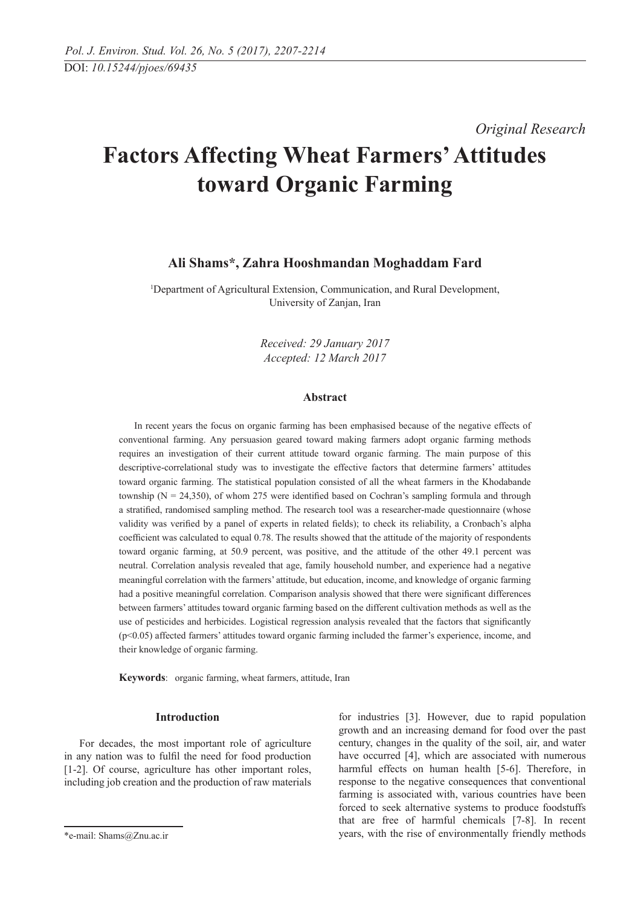*Original Research*

# Factors Affecting Wheat Farmers' Attitudes toward Organic Farming

**Ali Shams*, Zahra Hooshmandan Moghaddam Fard**

[1]Department of Agricultural Extension, Communication, and Rural Development, University of Zanjan, Iran

*Received: 29 January 2017*
*Accepted: 12 March 2017*

### Abstract

In recent years the focus on organic farming has been emphasised because of the negative effects of conventional farming. Any persuasion geared toward making farmers adopt organic farming methods requires an investigation of their current attitude toward organic farming. The main purpose of this descriptive-correlational study was to investigate the effective factors that determine farmers' attitudes toward organic farming. The statistical population consisted of all the wheat farmers in the Khodabande township (N = 24,350), of whom 275 were identified based on Cochran's sampling formula and through a stratified, randomised sampling method. The research tool was a researcher-made questionnaire (whose validity was verified by a panel of experts in related fields); to check its reliability, a Cronbach's alpha coefficient was calculated to equal 0.78. The results showed that the attitude of the majority of respondents toward organic farming, at 50.9 percent, was positive, and the attitude of the other 49.1 percent was neutral. Correlation analysis revealed that age, family household number, and experience had a negative meaningful correlation with the farmers' attitude, but education, income, and knowledge of organic farming had a positive meaningful correlation. Comparison analysis showed that there were significant differences between farmers' attitudes toward organic farming based on the different cultivation methods as well as the use of pesticides and herbicides. Logistical regression analysis revealed that the factors that significantly ($p<0.05$) affected farmers' attitudes toward organic farming included the farmer's experience, income, and their knowledge of organic farming.

**Keywords**: organic farming, wheat farmers, attitude, Iran

## Introduction

For decades, the most important role of agriculture in any nation was to fulfil the need for food production [1-2]. Of course, agriculture has other important roles, including job creation and the production of raw materials for industries [3]. However, due to rapid population growth and an increasing demand for food over the past century, changes in the quality of the soil, air, and water have occurred [4], which are associated with numerous harmful effects on human health [5-6]. Therefore, in response to the negative consequences that conventional farming is associated with, various countries have been forced to seek alternative systems to produce foodstuffs that are free of harmful chemicals [7-8]. In recent years, with the rise of environmentally friendly methods

*e-mail: Shams@Znu.ac.ir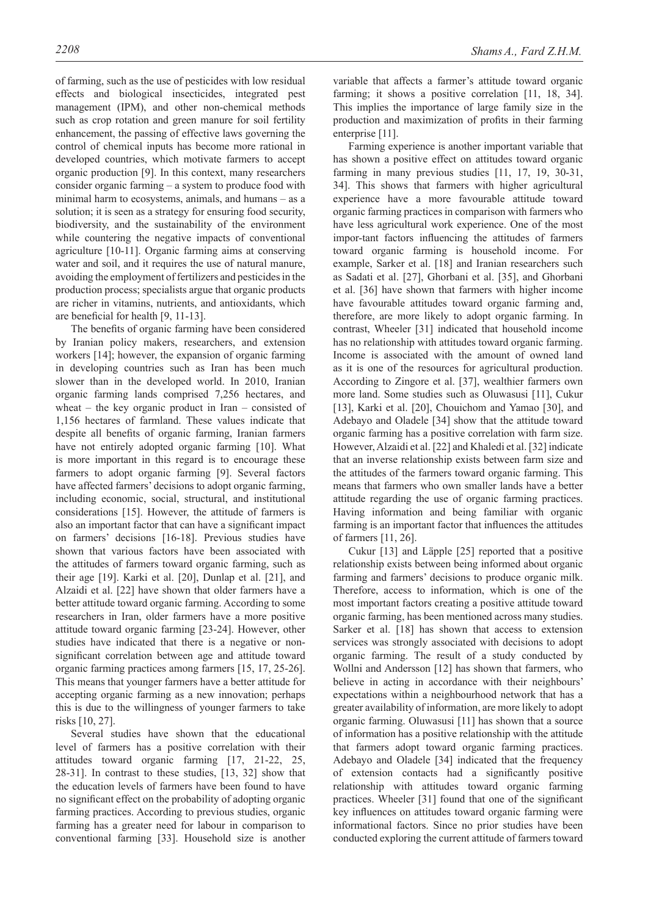of farming, such as the use of pesticides with low residual effects and biological insecticides, integrated pest management (IPM), and other non-chemical methods such as crop rotation and green manure for soil fertility enhancement, the passing of effective laws governing the control of chemical inputs has become more rational in developed countries, which motivate farmers to accept organic production [9]. In this context, many researchers consider organic farming – a system to produce food with minimal harm to ecosystems, animals, and humans – as a solution; it is seen as a strategy for ensuring food security, biodiversity, and the sustainability of the environment while countering the negative impacts of conventional agriculture [10-11]. Organic farming aims at conserving water and soil, and it requires the use of natural manure, avoiding the employment of fertilizers and pesticides in the production process; specialists argue that organic products are richer in vitamins, nutrients, and antioxidants, which are beneficial for health [9, 11-13].

The benefits of organic farming have been considered by Iranian policy makers, researchers, and extension workers [14]; however, the expansion of organic farming in developing countries such as Iran has been much slower than in the developed world. In 2010, Iranian organic farming lands comprised 7,256 hectares, and wheat – the key organic product in Iran – consisted of 1,156 hectares of farmland. These values indicate that despite all benefits of organic farming, Iranian farmers have not entirely adopted organic farming [10]. What is more important in this regard is to encourage these farmers to adopt organic farming [9]. Several factors have affected farmers' decisions to adopt organic farming, including economic, social, structural, and institutional considerations [15]. However, the attitude of farmers is also an important factor that can have a significant impact on farmers' decisions [16-18]. Previous studies have shown that various factors have been associated with the attitudes of farmers toward organic farming, such as their age [19]. Karki et al. [20], Dunlap et al. [21], and Alzaidi et al. [22] have shown that older farmers have a better attitude toward organic farming. According to some researchers in Iran, older farmers have a more positive attitude toward organic farming [23-24]. However, other studies have indicated that there is a negative or non-significant correlation between age and attitude toward organic farming practices among farmers [15, 17, 25-26]. This means that younger farmers have a better attitude for accepting organic farming as a new innovation; perhaps this is due to the willingness of younger farmers to take risks [10, 27].

Several studies have shown that the educational level of farmers has a positive correlation with their attitudes toward organic farming [17, 21-22, 25, 28-31]. In contrast to these studies, [13, 32] show that the education levels of farmers have been found to have no significant effect on the probability of adopting organic farming practices. According to previous studies, organic farming has a greater need for labour in comparison to conventional farming [33]. Household size is another variable that affects a farmer's attitude toward organic farming; it shows a positive correlation [11, 18, 34]. This implies the importance of large family size in the production and maximization of profits in their farming enterprise [11].

Farming experience is another important variable that has shown a positive effect on attitudes toward organic farming in many previous studies [11, 17, 19, 30-31, 34]. This shows that farmers with higher agricultural experience have a more favourable attitude toward organic farming practices in comparison with farmers who have less agricultural work experience. One of the most impor-tant factors influencing the attitudes of farmers toward organic farming is household income. For example, Sarker et al. [18] and Iranian researchers such as Sadati et al. [27], Ghorbani et al. [35], and Ghorbani et al. [36] have shown that farmers with higher income have favourable attitudes toward organic farming and, therefore, are more likely to adopt organic farming. In contrast, Wheeler [31] indicated that household income has no relationship with attitudes toward organic farming. Income is associated with the amount of owned land as it is one of the resources for agricultural production. According to Zingore et al. [37], wealthier farmers own more land. Some studies such as Oluwasusi [11], Cukur [13], Karki et al. [20], Chouichom and Yamao [30], and Adebayo and Oladele [34] show that the attitude toward organic farming has a positive correlation with farm size. However, Alzaidi et al. [22] and Khaledi et al. [32] indicate that an inverse relationship exists between farm size and the attitudes of the farmers toward organic farming. This means that farmers who own smaller lands have a better attitude regarding the use of organic farming practices. Having information and being familiar with organic farming is an important factor that influences the attitudes of farmers [11, 26].

Cukur [13] and Läpple [25] reported that a positive relationship exists between being informed about organic farming and farmers' decisions to produce organic milk. Therefore, access to information, which is one of the most important factors creating a positive attitude toward organic farming, has been mentioned across many studies. Sarker et al. [18] has shown that access to extension services was strongly associated with decisions to adopt organic farming. The result of a study conducted by Wollni and Andersson [12] has shown that farmers, who believe in acting in accordance with their neighbours' expectations within a neighbourhood network that has a greater availability of information, are more likely to adopt organic farming. Oluwasusi [11] has shown that a source of information has a positive relationship with the attitude that farmers adopt toward organic farming practices. Adebayo and Oladele [34] indicated that the frequency of extension contacts had a significantly positive relationship with attitudes toward organic farming practices. Wheeler [31] found that one of the significant key influences on attitudes toward organic farming were informational factors. Since no prior studies have been conducted exploring the current attitude of farmers toward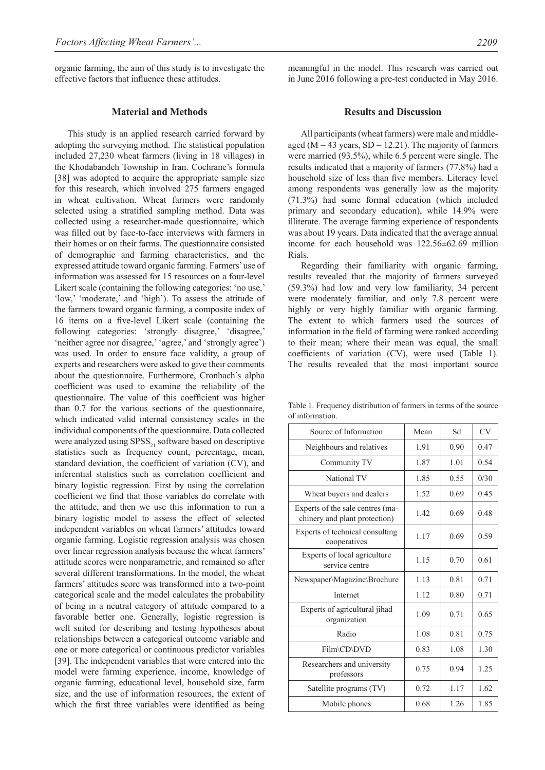organic farming, the aim of this study is to investigate the effective factors that influence these attitudes.

## Material and Methods

This study is an applied research carried forward by adopting the surveying method. The statistical population included 27,230 wheat farmers (living in 18 villages) in the Khodabandeh Township in Iran. Cochrane's formula [38] was adopted to acquire the appropriate sample size for this research, which involved 275 farmers engaged in wheat cultivation. Wheat farmers were randomly selected using a stratified sampling method. Data was collected using a researcher-made questionnaire, which was filled out by face-to-face interviews with farmers in their homes or on their farms. The questionnaire consisted of demographic and farming characteristics, and the expressed attitude toward organic farming. Farmers' use of information was assessed for 15 resources on a four-level Likert scale (containing the following categories: 'no use,' 'low,' 'moderate,' and 'high'). To assess the attitude of the farmers toward organic farming, a composite index of 16 items on a five-level Likert scale (containing the following categories: 'strongly disagree,' 'disagree,' 'neither agree nor disagree,' 'agree,' and 'strongly agree') was used. In order to ensure face validity, a group of experts and researchers were asked to give their comments about the questionnaire. Furthermore, Cronbach's alpha coefficient was used to examine the reliability of the questionnaire. The value of this coefficient was higher than 0.7 for the various sections of the questionnaire, which indicated valid internal consistency scales in the individual components of the questionnaire. Data collected were analyzed using $SPSS_{21}$ software based on descriptive statistics such as frequency count, percentage, mean, standard deviation, the coefficient of variation (CV), and inferential statistics such as correlation coefficient and binary logistic regression. First by using the correlation coefficient we find that those variables do correlate with the attitude, and then we use this information to run a binary logistic model to assess the effect of selected independent variables on wheat farmers' attitudes toward organic farming. Logistic regression analysis was chosen over linear regression analysis because the wheat farmers' attitude scores were nonparametric, and remained so after several different transformations. In the model, the wheat farmers' attitudes score was transformed into a two-point categorical scale and the model calculates the probability of being in a neutral category of attitude compared to a favorable better one. Generally, logistic regression is well suited for describing and testing hypotheses about relationships between a categorical outcome variable and one or more categorical or continuous predictor variables [39]. The independent variables that were entered into the model were farming experience, income, knowledge of organic farming, educational level, household size, farm size, and the use of information resources, the extent of which the first three variables were identified as being meaningful in the model. This research was carried out in June 2016 following a pre-test conducted in May 2016.

## Results and Discussion

All participants (wheat farmers) were male and middle-aged ($M = 43$ years, $SD = 12.21$). The majority of farmers were married (93.5%), while 6.5 percent were single. The results indicated that a majority of farmers (77.8%) had a household size of less than five members. Literacy level among respondents was generally low as the majority (71.3%) had some formal education (which included primary and secondary education), while 14.9% were illiterate. The average farming experience of respondents was about 19 years. Data indicated that the average annual income for each household was 122.56±62.69 million Rials.

Regarding their familiarity with organic farming, results revealed that the majority of farmers surveyed (59.3%) had low and very low familiarity, 34 percent were moderately familiar, and only 7.8 percent were highly or very highly familiar with organic farming. The extent to which farmers used the sources of information in the field of farming were ranked according to their mean; where their mean was equal, the small coefficients of variation (CV), were used (Table 1). The results revealed that the most important source

Table 1. Frequency distribution of farmers in terms of the source of information.

| Source of Information | Mean | Sd | CV |
|---|---|---|---|
| Neighbours and relatives | 1.91 | 0.90 | 0.47 |
| Community TV | 1.87 | 1.01 | 0.54 |
| National TV | 1.85 | 0.55 | 0/30 |
| Wheat buyers and dealers | 1.52 | 0.69 | 0.45 |
| Experts of the sale centres (machinery and plant protection) | 1.42 | 0.69 | 0.48 |
| Experts of technical consulting cooperatives | 1.17 | 0.69 | 0.59 |
| Experts of local agriculture service centre | 1.15 | 0.70 | 0.61 |
| Newspaper\Magazine\Brochure | 1.13 | 0.81 | 0.71 |
| Internet | 1.12 | 0.80 | 0.71 |
| Experts of agricultural jihad organization | 1.09 | 0.71 | 0.65 |
| Radio | 1.08 | 0.81 | 0.75 |
| Film\CD\DVD | 0.83 | 1.08 | 1.30 |
| Researchers and university professors | 0.75 | 0.94 | 1.25 |
| Satellite programs (TV) | 0.72 | 1.17 | 1.62 |
| Mobile phones | 0.68 | 1.26 | 1.85 |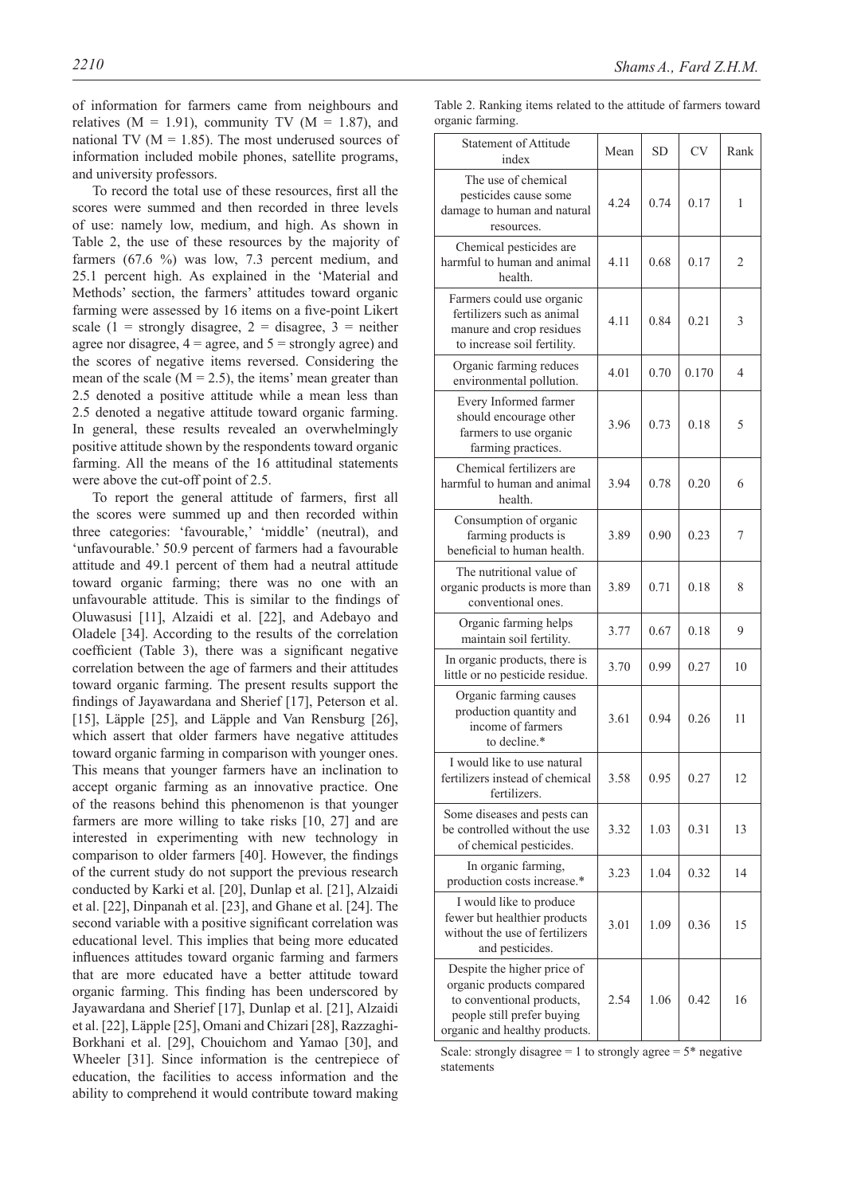of information for farmers came from neighbours and relatives (M = 1.91), community TV (M = 1.87), and national TV (M = 1.85). The most underused sources of information included mobile phones, satellite programs, and university professors.

To record the total use of these resources, first all the scores were summed and then recorded in three levels of use: namely low, medium, and high. As shown in Table 2, the use of these resources by the majority of farmers (67.6 %) was low, 7.3 percent medium, and 25.1 percent high. As explained in the 'Material and Methods' section, the farmers' attitudes toward organic farming were assessed by 16 items on a five-point Likert scale (1 = strongly disagree, 2 = disagree, 3 = neither agree nor disagree, 4 = agree, and 5 = strongly agree) and the scores of negative items reversed. Considering the mean of the scale (M = 2.5), the items' mean greater than 2.5 denoted a positive attitude while a mean less than 2.5 denoted a negative attitude toward organic farming. In general, these results revealed an overwhelmingly positive attitude shown by the respondents toward organic farming. All the means of the 16 attitudinal statements were above the cut-off point of 2.5.

To report the general attitude of farmers, first all the scores were summed up and then recorded within three categories: 'favourable,' 'middle' (neutral), and 'unfavourable.' 50.9 percent of farmers had a favourable attitude and 49.1 percent of them had a neutral attitude toward organic farming; there was no one with an unfavourable attitude. This is similar to the findings of Oluwasusi [11], Alzaidi et al. [22], and Adebayo and Oladele [34]. According to the results of the correlation coefficient (Table 3), there was a significant negative correlation between the age of farmers and their attitudes toward organic farming. The present results support the findings of Jayawardana and Sherief [17], Peterson et al. [15], Läpple [25], and Läpple and Van Rensburg [26], which assert that older farmers have negative attitudes toward organic farming in comparison with younger ones. This means that younger farmers have an inclination to accept organic farming as an innovative practice. One of the reasons behind this phenomenon is that younger farmers are more willing to take risks [10, 27] and are interested in experimenting with new technology in comparison to older farmers [40]. However, the findings of the current study do not support the previous research conducted by Karki et al. [20], Dunlap et al. [21], Alzaidi et al. [22], Dinpanah et al. [23], and Ghane et al. [24]. The second variable with a positive significant correlation was educational level. This implies that being more educated influences attitudes toward organic farming and farmers that are more educated have a better attitude toward organic farming. This finding has been underscored by Jayawardana and Sherief [17], Dunlap et al. [21], Alzaidi et al. [22], Läpple [25], Omani and Chizari [28], Razzaghi-Borkhani et al. [29], Chouichom and Yamao [30], and Wheeler [31]. Since information is the centrepiece of education, the facilities to access information and the ability to comprehend it would contribute toward making

Table 2. Ranking items related to the attitude of farmers toward organic farming.

| Statement of Attitude index | Mean | SD | CV | Rank |
|---|---|---|---|---|
| The use of chemical pesticides cause some damage to human and natural resources. | 4.24 | 0.74 | 0.17 | 1 |
| Chemical pesticides are harmful to human and animal health. | 4.11 | 0.68 | 0.17 | 2 |
| Farmers could use organic fertilizers such as animal manure and crop residues to increase soil fertility. | 4.11 | 0.84 | 0.21 | 3 |
| Organic farming reduces environmental pollution. | 4.01 | 0.70 | 0.170 | 4 |
| Every Informed farmer should encourage other farmers to use organic farming practices. | 3.96 | 0.73 | 0.18 | 5 |
| Chemical fertilizers are harmful to human and animal health. | 3.94 | 0.78 | 0.20 | 6 |
| Consumption of organic farming products is beneficial to human health. | 3.89 | 0.90 | 0.23 | 7 |
| The nutritional value of organic products is more than conventional ones. | 3.89 | 0.71 | 0.18 | 8 |
| Organic farming helps maintain soil fertility. | 3.77 | 0.67 | 0.18 | 9 |
| In organic products, there is little or no pesticide residue. | 3.70 | 0.99 | 0.27 | 10 |
| Organic farming causes production quantity and income of farmers to decline.* | 3.61 | 0.94 | 0.26 | 11 |
| I would like to use natural fertilizers instead of chemical fertilizers. | 3.58 | 0.95 | 0.27 | 12 |
| Some diseases and pests can be controlled without the use of chemical pesticides. | 3.32 | 1.03 | 0.31 | 13 |
| In organic farming, production costs increase.* | 3.23 | 1.04 | 0.32 | 14 |
| I would like to produce fewer but healthier products without the use of fertilizers and pesticides. | 3.01 | 1.09 | 0.36 | 15 |
| Despite the higher price of organic products compared to conventional products, people still prefer buying organic and healthy products. | 2.54 | 1.06 | 0.42 | 16 |

Scale: strongly disagree = 1 to strongly agree = 5* negative statements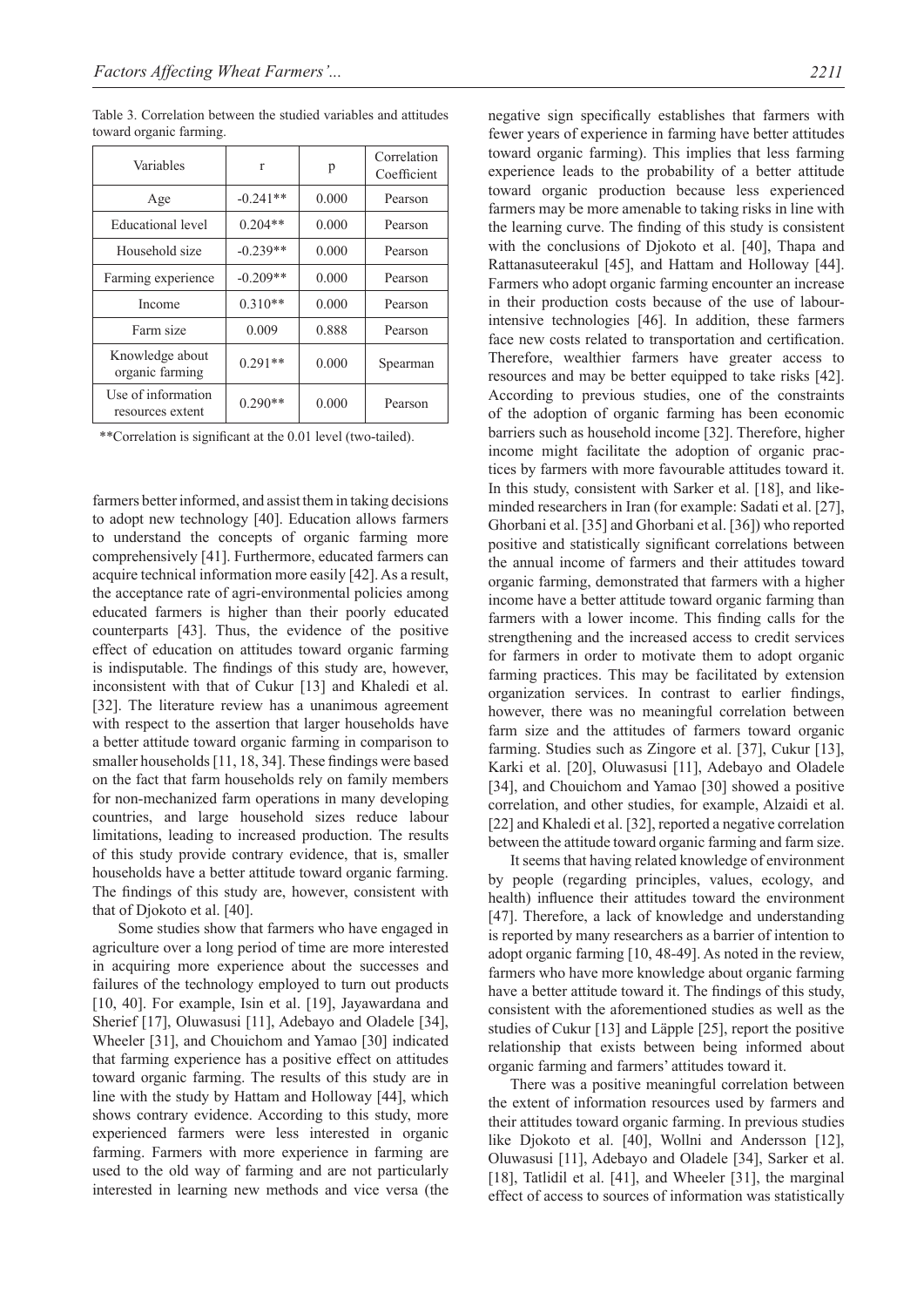Table 3. Correlation between the studied variables and attitudes toward organic farming.

| Variables | r | p | Correlation Coefficient |
|---|---|---|---|
| Age | -0.241** | 0.000 | Pearson |
| Educational level | 0.204** | 0.000 | Pearson |
| Household size | -0.239** | 0.000 | Pearson |
| Farming experience | -0.209** | 0.000 | Pearson |
| Income | 0.310** | 0.000 | Pearson |
| Farm size | 0.009 | 0.888 | Pearson |
| Knowledge about organic farming | 0.291** | 0.000 | Spearman |
| Use of information resources extent | 0.290** | 0.000 | Pearson |

**Correlation is significant at the 0.01 level (two-tailed).

farmers better informed, and assist them in taking decisions to adopt new technology [40]. Education allows farmers to understand the concepts of organic farming more comprehensively [41]. Furthermore, educated farmers can acquire technical information more easily [42]. As a result, the acceptance rate of agri-environmental policies among educated farmers is higher than their poorly educated counterparts [43]. Thus, the evidence of the positive effect of education on attitudes toward organic farming is indisputable. The findings of this study are, however, inconsistent with that of Cukur [13] and Khaledi et al. [32]. The literature review has a unanimous agreement with respect to the assertion that larger households have a better attitude toward organic farming in comparison to smaller households [11, 18, 34]. These findings were based on the fact that farm households rely on family members for non-mechanized farm operations in many developing countries, and large household sizes reduce labour limitations, leading to increased production. The results of this study provide contrary evidence, that is, smaller households have a better attitude toward organic farming. The findings of this study are, however, consistent with that of Djokoto et al. [40].

Some studies show that farmers who have engaged in agriculture over a long period of time are more interested in acquiring more experience about the successes and failures of the technology employed to turn out products [10, 40]. For example, Isin et al. [19], Jayawardana and Sherief [17], Oluwasusi [11], Adebayo and Oladele [34], Wheeler [31], and Chouichom and Yamao [30] indicated that farming experience has a positive effect on attitudes toward organic farming. The results of this study are in line with the study by Hattam and Holloway [44], which shows contrary evidence. According to this study, more experienced farmers were less interested in organic farming. Farmers with more experience in farming are used to the old way of farming and are not particularly interested in learning new methods and vice versa (the negative sign specifically establishes that farmers with fewer years of experience in farming have better attitudes toward organic farming). This implies that less farming experience leads to the probability of a better attitude toward organic production because less experienced farmers may be more amenable to taking risks in line with the learning curve. The finding of this study is consistent with the conclusions of Djokoto et al. [40], Thapa and Rattanasuteerakul [45], and Hattam and Holloway [44]. Farmers who adopt organic farming encounter an increase in their production costs because of the use of labour-intensive technologies [46]. In addition, these farmers face new costs related to transportation and certification. Therefore, wealthier farmers have greater access to resources and may be better equipped to take risks [42]. According to previous studies, one of the constraints of the adoption of organic farming has been economic barriers such as household income [32]. Therefore, higher income might facilitate the adoption of organic practices by farmers with more favourable attitudes toward it. In this study, consistent with Sarker et al. [18], and like-minded researchers in Iran (for example: Sadati et al. [27], Ghorbani et al. [35] and Ghorbani et al. [36]) who reported positive and statistically significant correlations between the annual income of farmers and their attitudes toward organic farming, demonstrated that farmers with a higher income have a better attitude toward organic farming than farmers with a lower income. This finding calls for the strengthening and the increased access to credit services for farmers in order to motivate them to adopt organic farming practices. This may be facilitated by extension organization services. In contrast to earlier findings, however, there was no meaningful correlation between farm size and the attitudes of farmers toward organic farming. Studies such as Zingore et al. [37], Cukur [13], Karki et al. [20], Oluwasusi [11], Adebayo and Oladele [34], and Chouichom and Yamao [30] showed a positive correlation, and other studies, for example, Alzaidi et al. [22] and Khaledi et al. [32], reported a negative correlation between the attitude toward organic farming and farm size.

It seems that having related knowledge of environment by people (regarding principles, values, ecology, and health) influence their attitudes toward the environment [47]. Therefore, a lack of knowledge and understanding is reported by many researchers as a barrier of intention to adopt organic farming [10, 48-49]. As noted in the review, farmers who have more knowledge about organic farming have a better attitude toward it. The findings of this study, consistent with the aforementioned studies as well as the studies of Cukur [13] and Läpple [25], report the positive relationship that exists between being informed about organic farming and farmers' attitudes toward it.

There was a positive meaningful correlation between the extent of information resources used by farmers and their attitudes toward organic farming. In previous studies like Djokoto et al. [40], Wollni and Andersson [12], Oluwasusi [11], Adebayo and Oladele [34], Sarker et al. [18], Tatlidil et al. [41], and Wheeler [31], the marginal effect of access to sources of information was statistically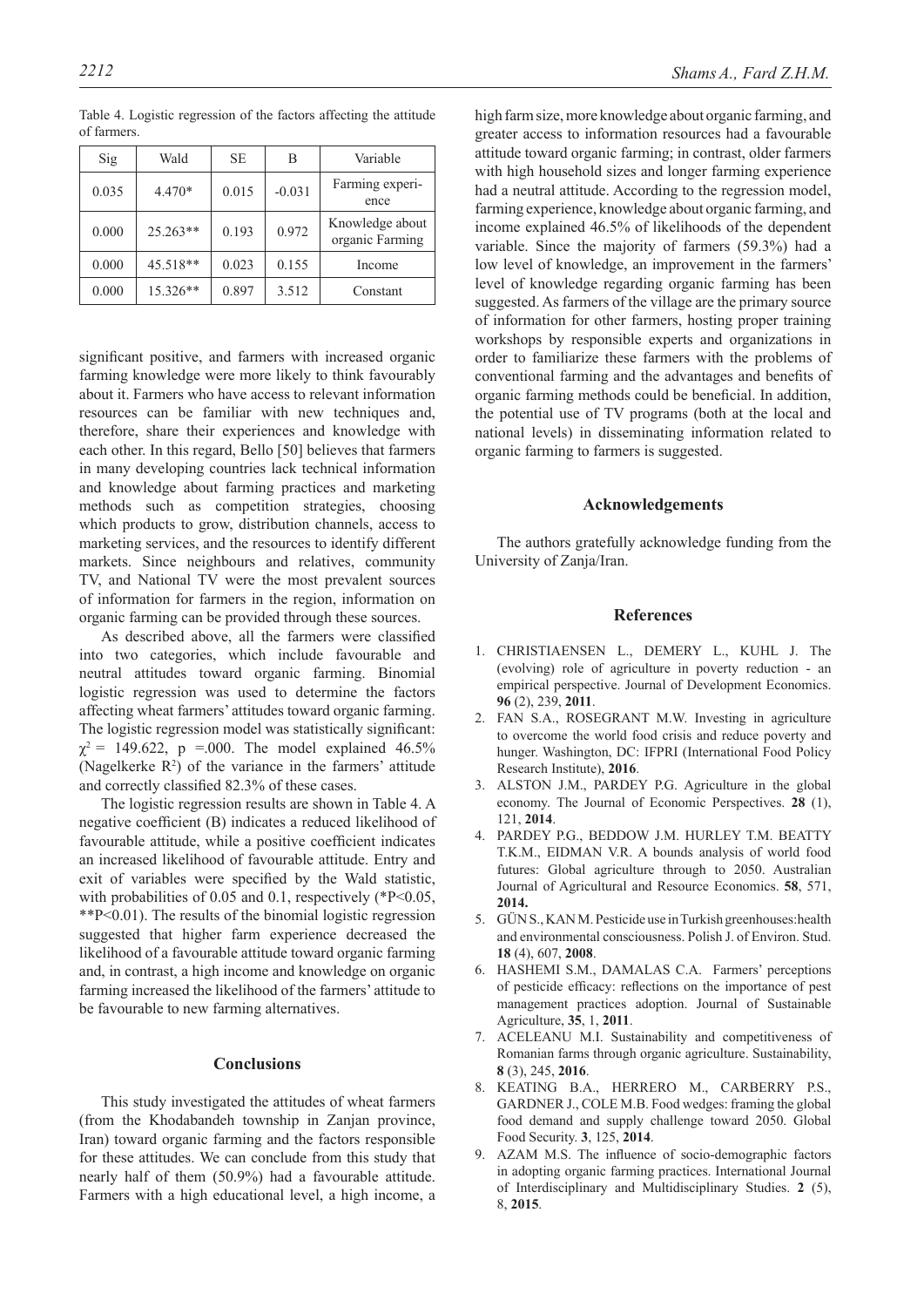Table 4. Logistic regression of the factors affecting the attitude of farmers.

| Sig | Wald | SE | B | Variable |
|---|---|---|---|---|
| 0.035 | 4.470* | 0.015 | -0.031 | Farming experience |
| 0.000 | 25.263** | 0.193 | 0.972 | Knowledge about organic Farming |
| 0.000 | 45.518** | 0.023 | 0.155 | Income |
| 0.000 | 15.326** | 0.897 | 3.512 | Constant |

significant positive, and farmers with increased organic farming knowledge were more likely to think favourably about it. Farmers who have access to relevant information resources can be familiar with new techniques and, therefore, share their experiences and knowledge with each other. In this regard, Bello [50] believes that farmers in many developing countries lack technical information and knowledge about farming practices and marketing methods such as competition strategies, choosing which products to grow, distribution channels, access to marketing services, and the resources to identify different markets. Since neighbours and relatives, community TV, and National TV were the most prevalent sources of information for farmers in the region, information on organic farming can be provided through these sources.

As described above, all the farmers were classified into two categories, which include favourable and neutral attitudes toward organic farming. Binomial logistic regression was used to determine the factors affecting wheat farmers' attitudes toward organic farming. The logistic regression model was statistically significant: $\chi^2$ = 149.622, p =.000. The model explained 46.5% (Nagelkerke $R^2$) of the variance in the farmers' attitude and correctly classified 82.3% of these cases.

The logistic regression results are shown in Table 4. A negative coefficient (B) indicates a reduced likelihood of favourable attitude, while a positive coefficient indicates an increased likelihood of favourable attitude. Entry and exit of variables were specified by the Wald statistic, with probabilities of 0.05 and 0.1, respectively (*P<0.05, **P<0.01). The results of the binomial logistic regression suggested that higher farm experience decreased the likelihood of a favourable attitude toward organic farming and, in contrast, a high income and knowledge on organic farming increased the likelihood of the farmers' attitude to be favourable to new farming alternatives.

## Conclusions

This study investigated the attitudes of wheat farmers (from the Khodabandeh township in Zanjan province, Iran) toward organic farming and the factors responsible for these attitudes. We can conclude from this study that nearly half of them (50.9%) had a favourable attitude. Farmers with a high educational level, a high income, a high farm size, more knowledge about organic farming, and greater access to information resources had a favourable attitude toward organic farming; in contrast, older farmers with high household sizes and longer farming experience had a neutral attitude. According to the regression model, farming experience, knowledge about organic farming, and income explained 46.5% of likelihoods of the dependent variable. Since the majority of farmers (59.3%) had a low level of knowledge, an improvement in the farmers' level of knowledge regarding organic farming has been suggested. As farmers of the village are the primary source of information for other farmers, hosting proper training workshops by responsible experts and organizations in order to familiarize these farmers with the problems of conventional farming and the advantages and benefits of organic farming methods could be beneficial. In addition, the potential use of TV programs (both at the local and national levels) in disseminating information related to organic farming to farmers is suggested.

## Acknowledgements

The authors gratefully acknowledge funding from the University of Zanja/Iran.

## References

1. CHRISTIAENSEN L., DEMERY L., KUHL J. The (evolving) role of agriculture in poverty reduction - an empirical perspective. Journal of Development Economics. **96** (2), 239, **2011**.
2. FAN S.A., ROSEGRANT M.W. Investing in agriculture to overcome the world food crisis and reduce poverty and hunger. Washington, DC: IFPRI (International Food Policy Research Institute), **2016**.
3. ALSTON J.M., PARDEY P.G. Agriculture in the global economy. The Journal of Economic Perspectives. **28** (1), 121, **2014**.
4. PARDEY P.G., BEDDOW J.M. HURLEY T.M. BEATTY T.K.M., EIDMAN V.R. A bounds analysis of world food futures: Global agriculture through to 2050. Australian Journal of Agricultural and Resource Economics. **58**, 571, **2014.**
5. GÜN S., KAN M. Pesticide use in Turkish greenhouses:health and environmental consciousness. Polish J. of Environ. Stud. **18** (4), 607, **2008**.
6. HASHEMI S.M., DAMALAS C.A. Farmers' perceptions of pesticide efficacy: reflections on the importance of pest management practices adoption. Journal of Sustainable Agriculture, **35**, 1, **2011**.
7. ACELEANU M.I. Sustainability and competitiveness of Romanian farms through organic agriculture. Sustainability, **8** (3), 245, **2016**.
8. KEATING B.A., HERRERO M., CARBERRY P.S., GARDNER J., COLE M.B. Food wedges: framing the global food demand and supply challenge toward 2050. Global Food Security. **3**, 125, **2014**.
9. AZAM M.S. The influence of socio-demographic factors in adopting organic farming practices. International Journal of Interdisciplinary and Multidisciplinary Studies. **2** (5), 8, **2015**.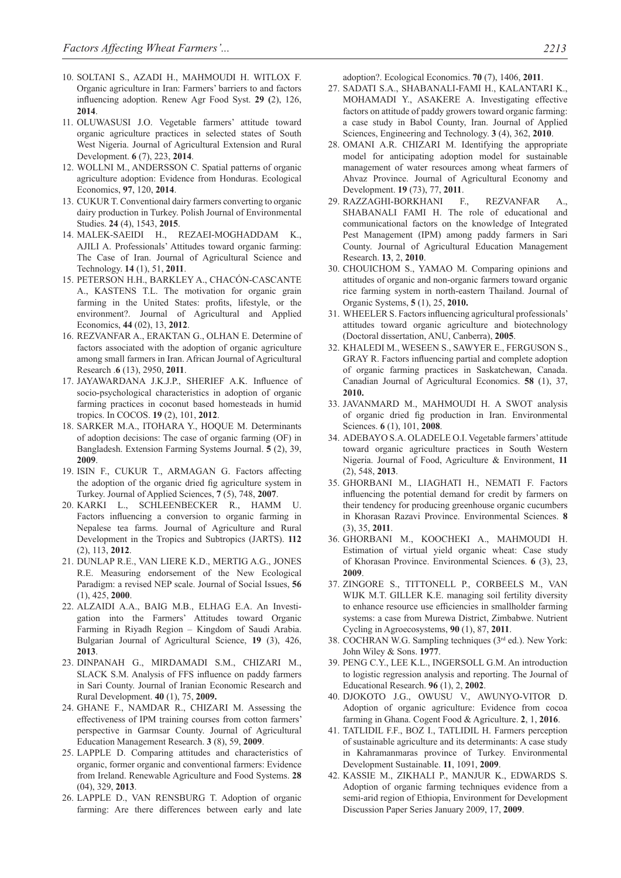10. SOLTANI S., AZADI H., MAHMOUDI H. WITLOX F. Organic agriculture in Iran: Farmers' barriers to and factors influencing adoption. Renew Agr Food Syst. **29 (**2), 126, **2014**.
11. OLUWASUSI J.O. Vegetable farmers' attitude toward organic agriculture practices in selected states of South West Nigeria. Journal of Agricultural Extension and Rural Development. **6** (7), 223, **2014**.
12. WOLLNI M., ANDERSSON C. Spatial patterns of organic agriculture adoption: Evidence from Honduras. Ecological Economics, **97**, 120, **2014**.
13. CUKUR T. Conventional dairy farmers converting to organic dairy production in Turkey. Polish Journal of Environmental Studies. **24** (4), 1543, **2015**.
14. MALEK-SAEIDI H., REZAEI-MOGHADDAM K., AJILI A. Professionals' Attitudes toward organic farming: The Case of Iran. Journal of Agricultural Science and Technology. **14** (1), 51, **2011**.
15. PETERSON H.H., BARKLEY A., CHACÓN-CASCANTE A., KASTENS T.L. The motivation for organic grain farming in the United States: profits, lifestyle, or the environment?. Journal of Agricultural and Applied Economics, **44** (02), 13, **2012**.
16. REZVANFAR A., ERAKTAN G., OLHAN E. Determine of factors associated with the adoption of organic agriculture among small farmers in Iran. African Journal of Agricultural Research .**6** (13), 2950, **2011**.
17. JAYAWARDANA J.K.J.P., SHERIEF A.K. Influence of socio-psychological characteristics in adoption of organic farming practices in coconut based homesteads in humid tropics. In COCOS. **19** (2), 101, **2012**.
18. SARKER M.A., ITOHARA Y., HOQUE M. Determinants of adoption decisions: The case of organic farming (OF) in Bangladesh. Extension Farming Systems Journal. **5** (2), 39, **2009**.
19. ISIN F., CUKUR T., ARMAGAN G. Factors affecting the adoption of the organic dried fig agriculture system in Turkey. Journal of Applied Sciences, **7** (5), 748, **2007**.
20. KARKI L., SCHLEENBECKER R., HAMM U. Factors influencing a conversion to organic farming in Nepalese tea farms. Journal of Agriculture and Rural Development in the Tropics and Subtropics (JARTS). **112** (2), 113, **2012**.
21. DUNLAP R.E., VAN LIERE K.D., MERTIG A.G., JONES R.E. Measuring endorsement of the New Ecological Paradigm: a revised NEP scale. Journal of Social Issues, **56** (1), 425, **2000**.
22. ALZAIDI A.A., BAIG M.B., ELHAG E.A. An Investigation into the Farmers' Attitudes toward Organic Farming in Riyadh Region – Kingdom of Saudi Arabia. Bulgarian Journal of Agricultural Science, **19** (3), 426, **2013**.
23. DINPANAH G., MIRDAMADI S.M., CHIZARI M., SLACK S.M. Analysis of FFS influence on paddy farmers in Sari County. Journal of Iranian Economic Research and Rural Development. **40** (1), 75, **2009.**
24. GHANE F., NAMDAR R., CHIZARI M. Assessing the effectiveness of IPM training courses from cotton farmers' perspective in Garmsar County. Journal of Agricultural Education Management Research. **3** (8), 59, **2009**.
25. LAPPLE D. Comparing attitudes and characteristics of organic, former organic and conventional farmers: Evidence from Ireland. Renewable Agriculture and Food Systems. **28** (04), 329, **2013**.
26. LAPPLE D., VAN RENSBURG T. Adoption of organic farming: Are there differences between early and late adoption?. Ecological Economics. **70** (7), 1406, **2011**.
27. SADATI S.A., SHABANALI-FAMI H., KALANTARI K., MOHAMADI Y., ASAKERE A. Investigating effective factors on attitude of paddy growers toward organic farming: a case study in Babol County, Iran. Journal of Applied Sciences, Engineering and Technology. **3** (4), 362, **2010**.
28. OMANI A.R. CHIZARI M. Identifying the appropriate model for anticipating adoption model for sustainable management of water resources among wheat farmers of Ahvaz Province. Journal of Agricultural Economy and Development. **19** (73), 77, **2011**.
29. RAZZAGHI-BORKHANI F., REZVANFAR A., SHABANALI FAMI H. The role of educational and communicational factors on the knowledge of Integrated Pest Management (IPM) among paddy farmers in Sari County. Journal of Agricultural Education Management Research. **13**, 2, **2010**.
30. CHOUICHOM S., YAMAO M. Comparing opinions and attitudes of organic and non-organic farmers toward organic rice farming system in north-eastern Thailand. Journal of Organic Systems, **5** (1), 25, **2010.**
31. WHEELER S. Factors influencing agricultural professionals' attitudes toward organic agriculture and biotechnology (Doctoral dissertation, ANU, Canberra), **2005**.
32. KHALEDI M., WESEEN S., SAWYER E., FERGUSON S., GRAY R. Factors influencing partial and complete adoption of organic farming practices in Saskatchewan, Canada. Canadian Journal of Agricultural Economics. **58** (1), 37, **2010.**
33. JAVANMARD M., MAHMOUDI H. A SWOT analysis of organic dried fig production in Iran. Environmental Sciences. **6** (1), 101, **2008**.
34. ADEBAYO S.A. OLADELE O.I. Vegetable farmers' attitude toward organic agriculture practices in South Western Nigeria. Journal of Food, Agriculture & Environment, **11** (2), 548, **2013**.
35. GHORBANI M., LIAGHATI H., NEMATI F. Factors influencing the potential demand for credit by farmers on their tendency for producing greenhouse organic cucumbers in Khorasan Razavi Province. Environmental Sciences. **8** (3), 35, **2011**.
36. GHORBANI M., KOOCHEKI A., MAHMOUDI H. Estimation of virtual yield organic wheat: Case study of Khorasan Province. Environmental Sciences. **6** (3), 23, **2009**.
37. ZINGORE S., TITTONELL P., CORBEELS M., VAN WIJK M.T. GILLER K.E. managing soil fertility diversity to enhance resource use efficiencies in smallholder farming systems: a case from Murewa District, Zimbabwe. Nutrient Cycling in Agroecosystems, **90** (1), 87, **2011**.
38. COCHRAN W.G. Sampling techniques (3rd ed.). New York: John Wiley & Sons. **1977**.
39. PENG C.Y., LEE K.L., INGERSOLL G.M. An introduction to logistic regression analysis and reporting. The Journal of Educational Research. **96** (1), 2, **2002**.
40. DJOKOTO J.G., OWUSU V., AWUNYO-VITOR D. Adoption of organic agriculture: Evidence from cocoa farming in Ghana. Cogent Food & Agriculture. **2**, 1, **2016**.
41. TATLIDIL F.F., BOZ I., TATLIDIL H. Farmers perception of sustainable agriculture and its determinants: A case study in Kahramanmaras province of Turkey. Environmental Development Sustainable. **11**, 1091, **2009**.
42. KASSIE M., ZIKHALI P., MANJUR K., EDWARDS S. Adoption of organic farming techniques evidence from a semi-arid region of Ethiopia, Environment for Development Discussion Paper Series January 2009, 17, **2009**.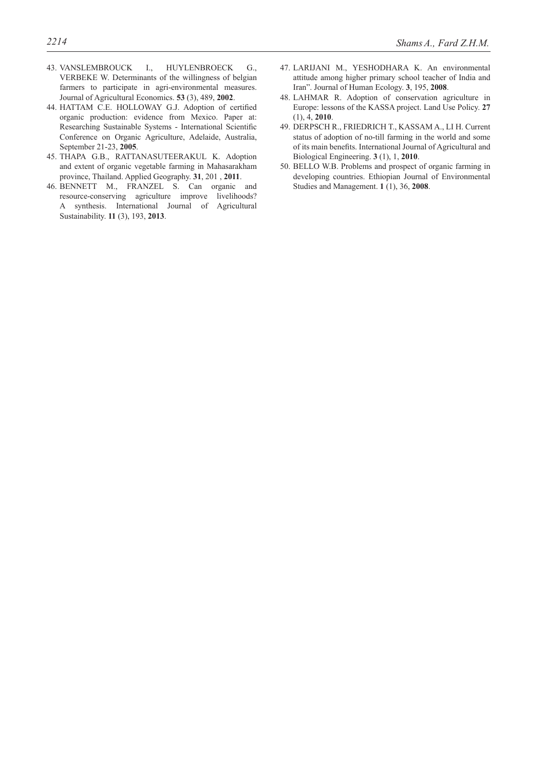43. VANSLEMBROUCK I., HUYLENBROECK G., VERBEKE W. Determinants of the willingness of belgian farmers to participate in agri-environmental measures. Journal of Agricultural Economics. **53** (3), 489, **2002**.
44. HATTAM C.E. HOLLOWAY G.J. Adoption of certified organic production: evidence from Mexico. Paper at: Researching Sustainable Systems - International Scientific Conference on Organic Agriculture, Adelaide, Australia, September 21-23, **2005**.
45. THAPA G.B., RATTANASUTEERAKUL K. Adoption and extent of organic vegetable farming in Mahasarakham province, Thailand. Applied Geography. **31**, 201 , **2011**.
46. BENNETT M., FRANZEL S. Can organic and resource-conserving agriculture improve livelihoods? A synthesis. International Journal of Agricultural Sustainability. **11** (3), 193, **2013**.
47. LARIJANI M., YESHODHARA K. An environmental attitude among higher primary school teacher of India and Iran". Journal of Human Ecology. **3**, 195, **2008**.
48. LAHMAR R. Adoption of conservation agriculture in Europe: lessons of the KASSA project. Land Use Policy. **27** (1), 4, **2010**.
49. DERPSCH R., FRIEDRICH T., KASSAM A., LI H. Current status of adoption of no-till farming in the world and some of its main benefits. International Journal of Agricultural and Biological Engineering. **3** (1), 1, **2010**.
50. BELLO W.B. Problems and prospect of organic farming in developing countries. Ethiopian Journal of Environmental Studies and Management. **1** (1), 36, **2008**.